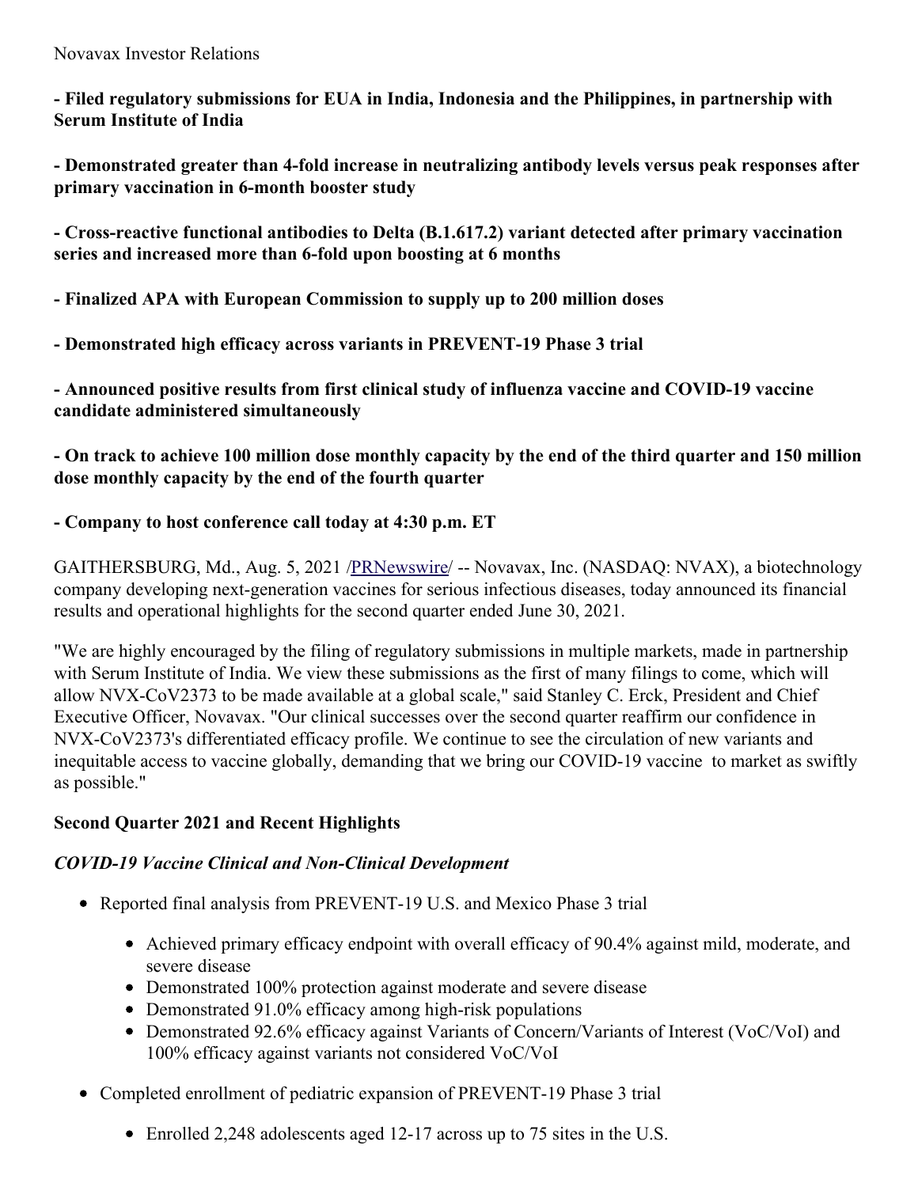Novavax Investor Relations

**- Filed regulatory submissions for EUA in India, Indonesia and the Philippines, in partnership with Serum Institute of India**

**- Demonstrated greater than 4-fold increase in neutralizing antibody levels versus peak responses after primary vaccination in 6-month booster study**

**- Cross-reactive functional antibodies to Delta (B.1.617.2) variant detected after primary vaccination series and increased more than 6-fold upon boosting at 6 months**

**- Finalized APA with European Commission to supply up to 200 million doses**

**- Demonstrated high efficacy across variants in PREVENT-19 Phase 3 trial**

**- Announced positive results from first clinical study of influenza vaccine and COVID-19 vaccine candidate administered simultaneously**

**- On track to achieve 100 million dose monthly capacity by the end of the third quarter and 150 million dose monthly capacity by the end of the fourth quarter**

**- Company to host conference call today at 4:30 p.m. ET**

GAITHERSBURG, Md., Aug. 5, 2021 /PRNewswire/ -- Novavax, Inc. (NASDAQ: NVAX), a biotechnology company developing next-generation vaccines for serious infectious diseases, today announced its financial results and operational highlights for the second quarter ended June 30, 2021.

"We are highly encouraged by the filing of regulatory submissions in multiple markets, made in partnership with Serum Institute of India. We view these submissions as the first of many filings to come, which will allow NVX-CoV2373 to be made available at a global scale," said Stanley C. Erck, President and Chief Executive Officer, Novavax. "Our clinical successes over the second quarter reaffirm our confidence in NVX-CoV2373's differentiated efficacy profile. We continue to see the circulation of new variants and inequitable access to vaccine globally, demanding that we bring our COVID-19 vaccine to market as swiftly as possible."

## Second Quarter 2021 and Recent Highlights

### *COVID-19 Vaccine Clinical and Non-Clinical Development*

- Reported final analysis from PREVENT-19 U.S. and Mexico Phase 3 trial
  - Achieved primary efficacy endpoint with overall efficacy of 90.4% against mild, moderate, and severe disease
  - Demonstrated 100% protection against moderate and severe disease
  - Demonstrated 91.0% efficacy among high-risk populations
  - Demonstrated 92.6% efficacy against Variants of Concern/Variants of Interest (VoC/VoI) and 100% efficacy against variants not considered VoC/VoI
- Completed enrollment of pediatric expansion of PREVENT-19 Phase 3 trial
  - Enrolled 2,248 adolescents aged 12-17 across up to 75 sites in the U.S.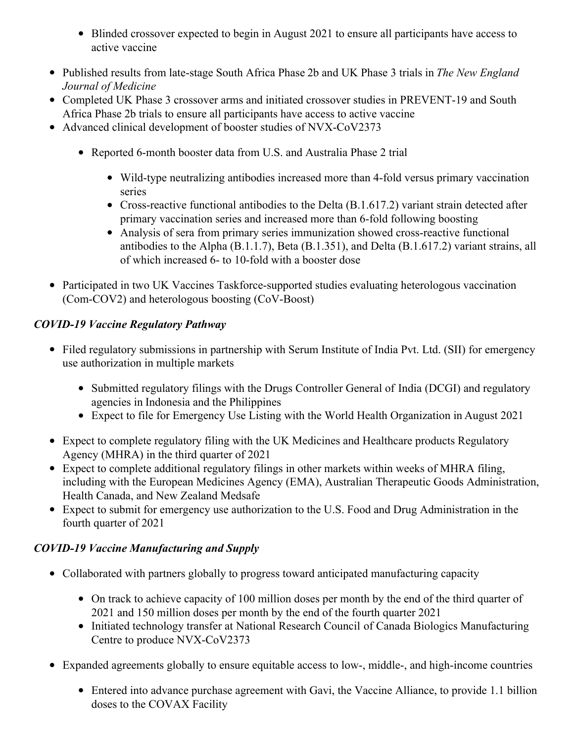- Blinded crossover expected to begin in August 2021 to ensure all participants have access to active vaccine

- Published results from late-stage South Africa Phase 2b and UK Phase 3 trials in *The New England Journal of Medicine*
- Completed UK Phase 3 crossover arms and initiated crossover studies in PREVENT-19 and South Africa Phase 2b trials to ensure all participants have access to active vaccine
- Advanced clinical development of booster studies of NVX-CoV2373
    - Reported 6-month booster data from U.S. and Australia Phase 2 trial
        - Wild-type neutralizing antibodies increased more than 4-fold versus primary vaccination series
        - Cross-reactive functional antibodies to the Delta (B.1.617.2) variant strain detected after primary vaccination series and increased more than 6-fold following boosting
        - Analysis of sera from primary series immunization showed cross-reactive functional antibodies to the Alpha (B.1.1.7), Beta (B.1.351), and Delta (B.1.617.2) variant strains, all of which increased 6- to 10-fold with a booster dose
- Participated in two UK Vaccines Taskforce-supported studies evaluating heterologous vaccination (Com-COV2) and heterologous boosting (CoV-Boost)

***COVID-19 Vaccine Regulatory Pathway***

- Filed regulatory submissions in partnership with Serum Institute of India Pvt. Ltd. (SII) for emergency use authorization in multiple markets
    - Submitted regulatory filings with the Drugs Controller General of India (DCGI) and regulatory agencies in Indonesia and the Philippines
    - Expect to file for Emergency Use Listing with the World Health Organization in August 2021
- Expect to complete regulatory filing with the UK Medicines and Healthcare products Regulatory Agency (MHRA) in the third quarter of 2021
- Expect to complete additional regulatory filings in other markets within weeks of MHRA filing, including with the European Medicines Agency (EMA), Australian Therapeutic Goods Administration, Health Canada, and New Zealand Medsafe
- Expect to submit for emergency use authorization to the U.S. Food and Drug Administration in the fourth quarter of 2021

***COVID-19 Vaccine Manufacturing and Supply***

- Collaborated with partners globally to progress toward anticipated manufacturing capacity
    - On track to achieve capacity of 100 million doses per month by the end of the third quarter of 2021 and 150 million doses per month by the end of the fourth quarter 2021
    - Initiated technology transfer at National Research Council of Canada Biologics Manufacturing Centre to produce NVX-CoV2373
- Expanded agreements globally to ensure equitable access to low-, middle-, and high-income countries
    - Entered into advance purchase agreement with Gavi, the Vaccine Alliance, to provide 1.1 billion doses to the COVAX Facility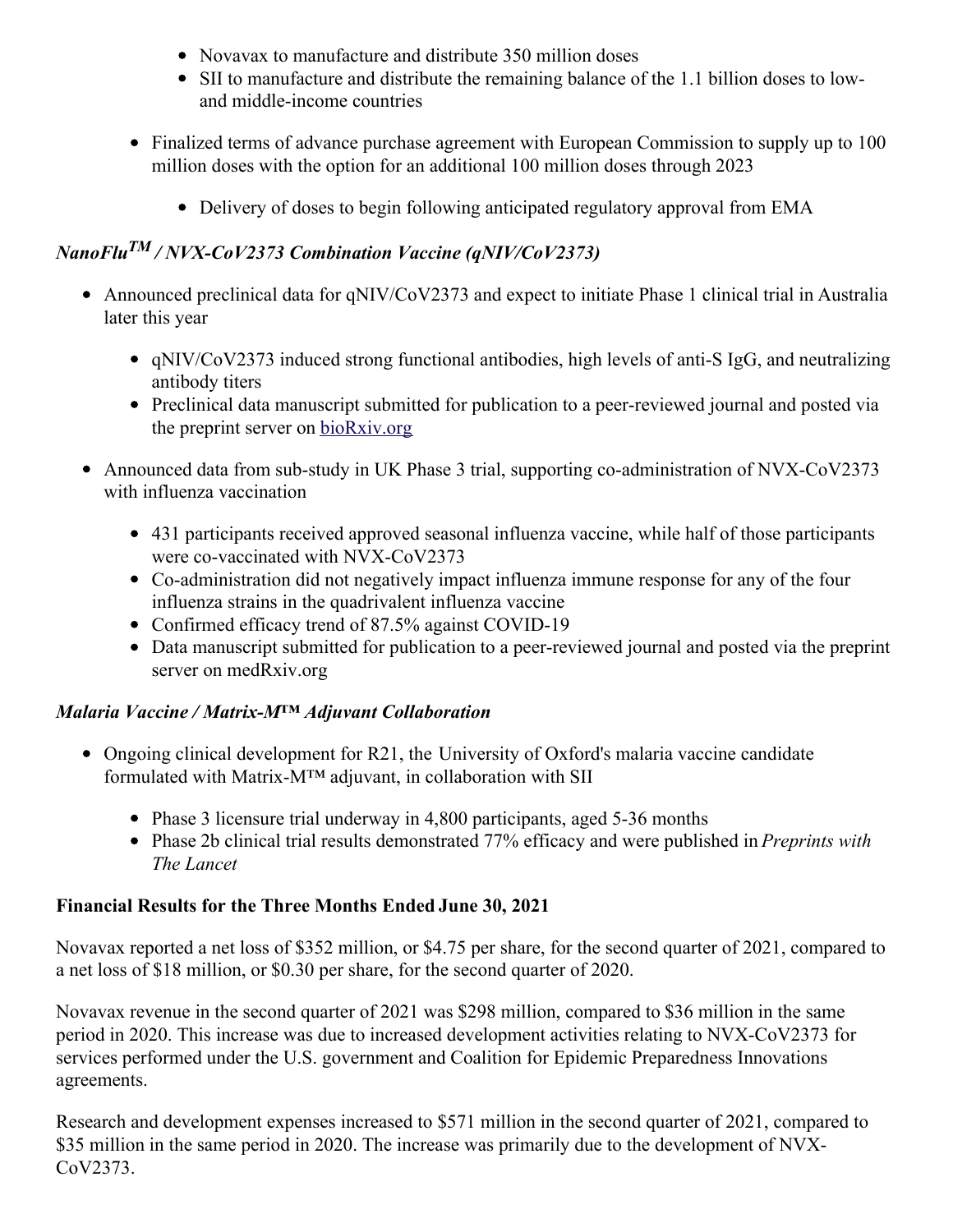- Novavax to manufacture and distribute 350 million doses
    - SII to manufacture and distribute the remaining balance of the 1.1 billion doses to low- and middle-income countries

- Finalized terms of advance purchase agreement with European Commission to supply up to 100 million doses with the option for an additional 100 million doses through 2023
    - Delivery of doses to begin following anticipated regulatory approval from EMA

### *NanoFlu™ / NVX-CoV2373 Combination Vaccine (qNIV/CoV2373)*

- Announced preclinical data for qNIV/CoV2373 and expect to initiate Phase 1 clinical trial in Australia later this year
    - qNIV/CoV2373 induced strong functional antibodies, high levels of anti-S IgG, and neutralizing antibody titers
    - Preclinical data manuscript submitted for publication to a peer-reviewed journal and posted via the preprint server on bioRxiv.org
- Announced data from sub-study in UK Phase 3 trial, supporting co-administration of NVX-CoV2373 with influenza vaccination
    - 431 participants received approved seasonal influenza vaccine, while half of those participants were co-vaccinated with NVX-CoV2373
    - Co-administration did not negatively impact influenza immune response for any of the four influenza strains in the quadrivalent influenza vaccine
    - Confirmed efficacy trend of 87.5% against COVID-19
    - Data manuscript submitted for publication to a peer-reviewed journal and posted via the preprint server on medRxiv.org

### *Malaria Vaccine / Matrix-M™ Adjuvant Collaboration*

- Ongoing clinical development for R21, the University of Oxford's malaria vaccine candidate formulated with Matrix-M™ adjuvant, in collaboration with SII
    - Phase 3 licensure trial underway in 4,800 participants, aged 5-36 months
    - Phase 2b clinical trial results demonstrated 77% efficacy and were published in *Preprints with The Lancet*

### Financial Results for the Three Months Ended June 30, 2021

Novavax reported a net loss of $352 million, or $4.75 per share, for the second quarter of 2021, compared to a net loss of $18 million, or $0.30 per share, for the second quarter of 2020.

Novavax revenue in the second quarter of 2021 was $298 million, compared to $36 million in the same period in 2020. This increase was due to increased development activities relating to NVX-CoV2373 for services performed under the U.S. government and Coalition for Epidemic Preparedness Innovations agreements.

Research and development expenses increased to $571 million in the second quarter of 2021, compared to $35 million in the same period in 2020. The increase was primarily due to the development of NVX-CoV2373.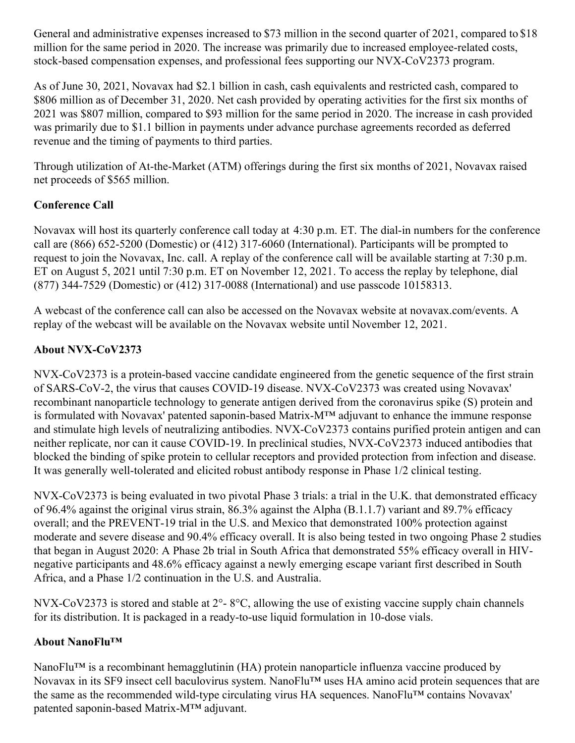General and administrative expenses increased to $73 million in the second quarter of 2021, compared to $18 million for the same period in 2020. The increase was primarily due to increased employee-related costs, stock-based compensation expenses, and professional fees supporting our NVX-CoV2373 program.

As of June 30, 2021, Novavax had $2.1 billion in cash, cash equivalents and restricted cash, compared to $806 million as of December 31, 2020. Net cash provided by operating activities for the first six months of 2021 was $807 million, compared to $93 million for the same period in 2020. The increase in cash provided was primarily due to $1.1 billion in payments under advance purchase agreements recorded as deferred revenue and the timing of payments to third parties.

Through utilization of At-the-Market (ATM) offerings during the first six months of 2021, Novavax raised net proceeds of $565 million.

## Conference Call

Novavax will host its quarterly conference call today at 4:30 p.m. ET. The dial-in numbers for the conference call are (866) 652-5200 (Domestic) or (412) 317-6060 (International). Participants will be prompted to request to join the Novavax, Inc. call. A replay of the conference call will be available starting at 7:30 p.m. ET on August 5, 2021 until 7:30 p.m. ET on November 12, 2021. To access the replay by telephone, dial (877) 344-7529 (Domestic) or (412) 317-0088 (International) and use passcode 10158313.

A webcast of the conference call can also be accessed on the Novavax website at novavax.com/events. A replay of the webcast will be available on the Novavax website until November 12, 2021.

## About NVX-CoV2373

NVX-CoV2373 is a protein-based vaccine candidate engineered from the genetic sequence of the first strain of SARS-CoV-2, the virus that causes COVID-19 disease. NVX-CoV2373 was created using Novavax' recombinant nanoparticle technology to generate antigen derived from the coronavirus spike (S) protein and is formulated with Novavax' patented saponin-based Matrix-M™ adjuvant to enhance the immune response and stimulate high levels of neutralizing antibodies. NVX-CoV2373 contains purified protein antigen and can neither replicate, nor can it cause COVID-19. In preclinical studies, NVX-CoV2373 induced antibodies that blocked the binding of spike protein to cellular receptors and provided protection from infection and disease. It was generally well-tolerated and elicited robust antibody response in Phase 1/2 clinical testing.

NVX-CoV2373 is being evaluated in two pivotal Phase 3 trials: a trial in the U.K. that demonstrated efficacy of 96.4% against the original virus strain, 86.3% against the Alpha (B.1.1.7) variant and 89.7% efficacy overall; and the PREVENT-19 trial in the U.S. and Mexico that demonstrated 100% protection against moderate and severe disease and 90.4% efficacy overall. It is also being tested in two ongoing Phase 2 studies that began in August 2020: A Phase 2b trial in South Africa that demonstrated 55% efficacy overall in HIV-negative participants and 48.6% efficacy against a newly emerging escape variant first described in South Africa, and a Phase 1/2 continuation in the U.S. and Australia.

NVX-CoV2373 is stored and stable at 2°- 8°C, allowing the use of existing vaccine supply chain channels for its distribution. It is packaged in a ready-to-use liquid formulation in 10-dose vials.

## About NanoFlu™

NanoFlu™ is a recombinant hemagglutinin (HA) protein nanoparticle influenza vaccine produced by Novavax in its SF9 insect cell baculovirus system. NanoFlu™ uses HA amino acid protein sequences that are the same as the recommended wild-type circulating virus HA sequences. NanoFlu™ contains Novavax' patented saponin-based Matrix-M™ adjuvant.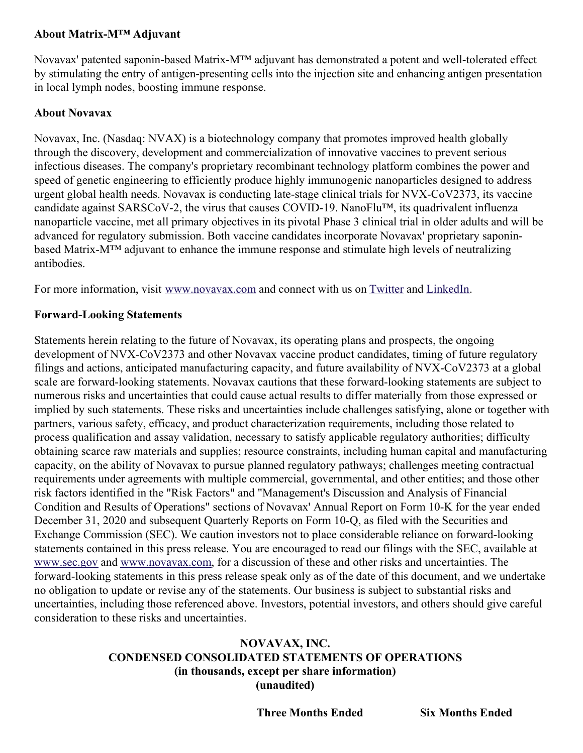### About Matrix-M™ Adjuvant

Novavax' patented saponin-based Matrix-M™ adjuvant has demonstrated a potent and well-tolerated effect by stimulating the entry of antigen-presenting cells into the injection site and enhancing antigen presentation in local lymph nodes, boosting immune response.

### About Novavax

Novavax, Inc. (Nasdaq: NVAX) is a biotechnology company that promotes improved health globally through the discovery, development and commercialization of innovative vaccines to prevent serious infectious diseases. The company's proprietary recombinant technology platform combines the power and speed of genetic engineering to efficiently produce highly immunogenic nanoparticles designed to address urgent global health needs. Novavax is conducting late-stage clinical trials for NVX-CoV2373, its vaccine candidate against SARSCoV-2, the virus that causes COVID-19. NanoFlu™, its quadrivalent influenza nanoparticle vaccine, met all primary objectives in its pivotal Phase 3 clinical trial in older adults and will be advanced for regulatory submission. Both vaccine candidates incorporate Novavax' proprietary saponin-based Matrix-M™ adjuvant to enhance the immune response and stimulate high levels of neutralizing antibodies.

For more information, visit [www.novavax.com](www.novavax.com) and connect with us on [Twitter]() and [LinkedIn]().

### Forward-Looking Statements

Statements herein relating to the future of Novavax, its operating plans and prospects, the ongoing development of NVX-CoV2373 and other Novavax vaccine product candidates, timing of future regulatory filings and actions, anticipated manufacturing capacity, and future availability of NVX-CoV2373 at a global scale are forward-looking statements. Novavax cautions that these forward-looking statements are subject to numerous risks and uncertainties that could cause actual results to differ materially from those expressed or implied by such statements. These risks and uncertainties include challenges satisfying, alone or together with partners, various safety, efficacy, and product characterization requirements, including those related to process qualification and assay validation, necessary to satisfy applicable regulatory authorities; difficulty obtaining scarce raw materials and supplies; resource constraints, including human capital and manufacturing capacity, on the ability of Novavax to pursue planned regulatory pathways; challenges meeting contractual requirements under agreements with multiple commercial, governmental, and other entities; and those other risk factors identified in the "Risk Factors" and "Management's Discussion and Analysis of Financial Condition and Results of Operations" sections of Novavax' Annual Report on Form 10-K for the year ended December 31, 2020 and subsequent Quarterly Reports on Form 10-Q, as filed with the Securities and Exchange Commission (SEC). We caution investors not to place considerable reliance on forward-looking statements contained in this press release. You are encouraged to read our filings with the SEC, available at [www.sec.gov](www.sec.gov) and [www.novavax.com](www.novavax.com), for a discussion of these and other risks and uncertainties. The forward-looking statements in this press release speak only as of the date of this document, and we undertake no obligation to update or revise any of the statements. Our business is subject to substantial risks and uncertainties, including those referenced above. Investors, potential investors, and others should give careful consideration to these risks and uncertainties.

**NOVAVAX, INC.**
**CONDENSED CONSOLIDATED STATEMENTS OF OPERATIONS**
**(in thousands, except per share information)**
**(unaudited)**

| | Three Months Ended | Six Months Ended |
| --- | --- | --- |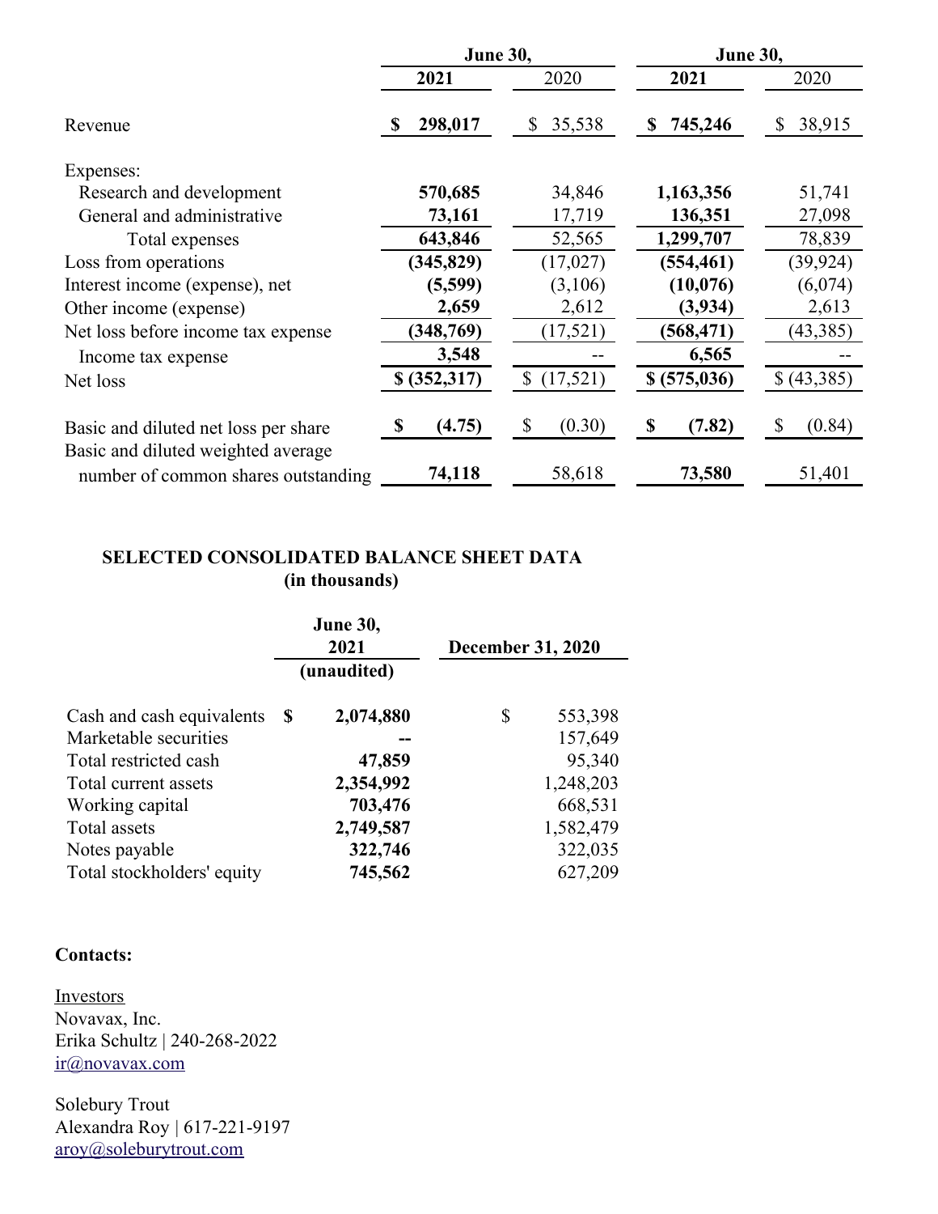| | June 30, | | June 30, | |
|---|---|---|---|---|
| | **2021** | 2020 | **2021** | 2020 |
| Revenue | **$ 298,017** | $ 35,538 | **$ 745,246** | $ 38,915 |
| Expenses: | | | | |
| Research and development | **570,685** | 34,846 | **1,163,356** | 51,741 |
| General and administrative | **73,161** | 17,719 | **136,351** | 27,098 |
| Total expenses | **643,846** | 52,565 | **1,299,707** | 78,839 |
| Loss from operations | **(345,829)** | (17,027) | **(554,461)** | (39,924) |
| Interest income (expense), net | **(5,599)** | (3,106) | **(10,076)** | (6,074) |
| Other income (expense) | **2,659** | 2,612 | **(3,934)** | 2,613 |
| Net loss before income tax expense | **(348,769)** | (17,521) | **(568,471)** | (43,385) |
| Income tax expense | **3,548** | -- | **6,565** | -- |
| Net loss | **$ (352,317)** | $ (17,521) | **$ (575,036)** | $ (43,385) |
| Basic and diluted net loss per share | **$ (4.75)** | $ (0.30) | **$ (7.82)** | $ (0.84) |
| Basic and diluted weighted average number of common shares outstanding | **74,118** | 58,618 | **73,580** | 51,401 |

**SELECTED CONSOLIDATED BALANCE SHEET DATA**
**(in thousands)**

| | June 30, 2021 (unaudited) | December 31, 2020 |
|---|---|---|
| Cash and cash equivalents | **$ 2,074,880** | $ 553,398 |
| Marketable securities | **--** | 157,649 |
| Total restricted cash | **47,859** | 95,340 |
| Total current assets | **2,354,992** | 1,248,203 |
| Working capital | **703,476** | 668,531 |
| Total assets | **2,749,587** | 1,582,479 |
| Notes payable | **322,746** | 322,035 |
| Total stockholders' equity | **745,562** | 627,209 |

**Contacts:**

Investors
Novavax, Inc.
Erika Schultz | 240-268-2022
ir@novavax.com

Solebury Trout
Alexandra Roy | 617-221-9197
aroy@soleburytrout.com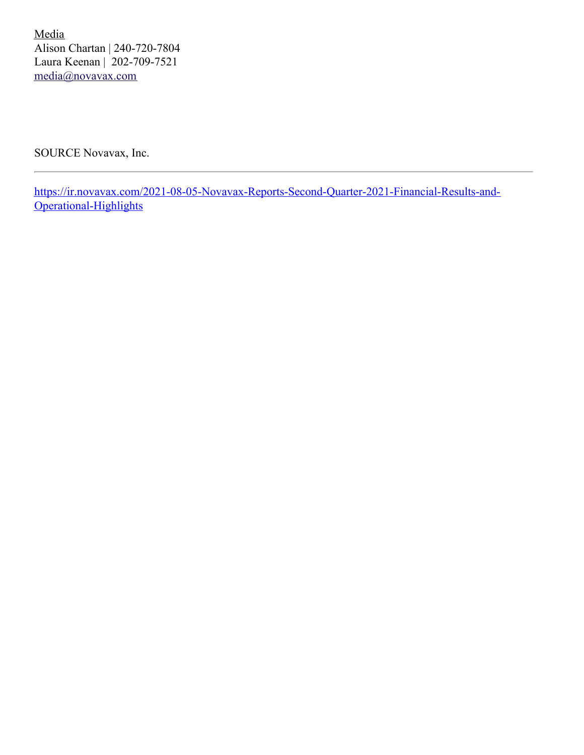Media
Alison Chartan | 240-720-7804
Laura Keenan | 202-709-7521
media@novavax.com

SOURCE Novavax, Inc.

---

https://ir.novavax.com/2021-08-05-Novavax-Reports-Second-Quarter-2021-Financial-Results-and-Operational-Highlights